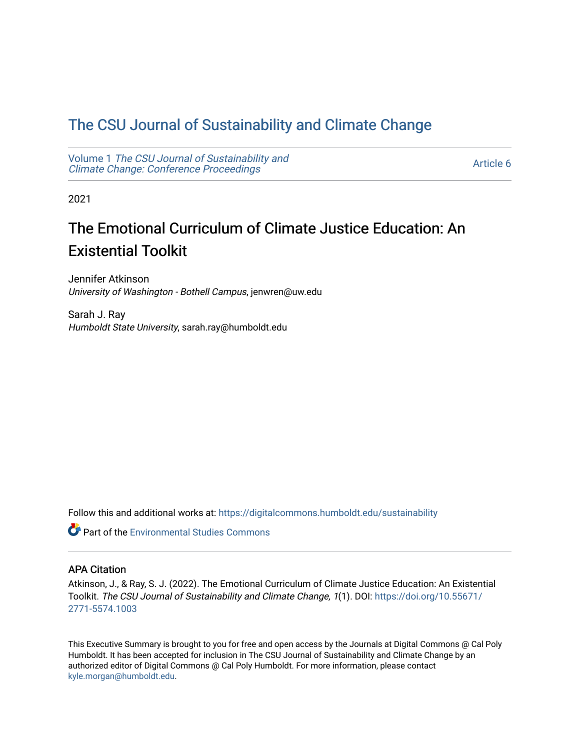# The CSU Journal of Sustainability and Climate Change

Volume 1 *The CSU Journal of Sustainability and Climate Change: Conference Proceedings* — Article 6

2021

## The Emotional Curriculum of Climate Justice Education: An Existential Toolkit

Jennifer Atkinson
*University of Washington - Bothell Campus*, jenwren@uw.edu

Sarah J. Ray
*Humboldt State University*, sarah.ray@humboldt.edu

Follow this and additional works at: https://digitalcommons.humboldt.edu/sustainability

Part of the Environmental Studies Commons

### APA Citation

Atkinson, J., & Ray, S. J. (2022). The Emotional Curriculum of Climate Justice Education: An Existential Toolkit. *The CSU Journal of Sustainability and Climate Change, 1*(1). DOI: https://doi.org/10.55671/2771-5574.1003

This Executive Summary is brought to you for free and open access by the Journals at Digital Commons @ Cal Poly Humboldt. It has been accepted for inclusion in The CSU Journal of Sustainability and Climate Change by an authorized editor of Digital Commons @ Cal Poly Humboldt. For more information, please contact kyle.morgan@humboldt.edu.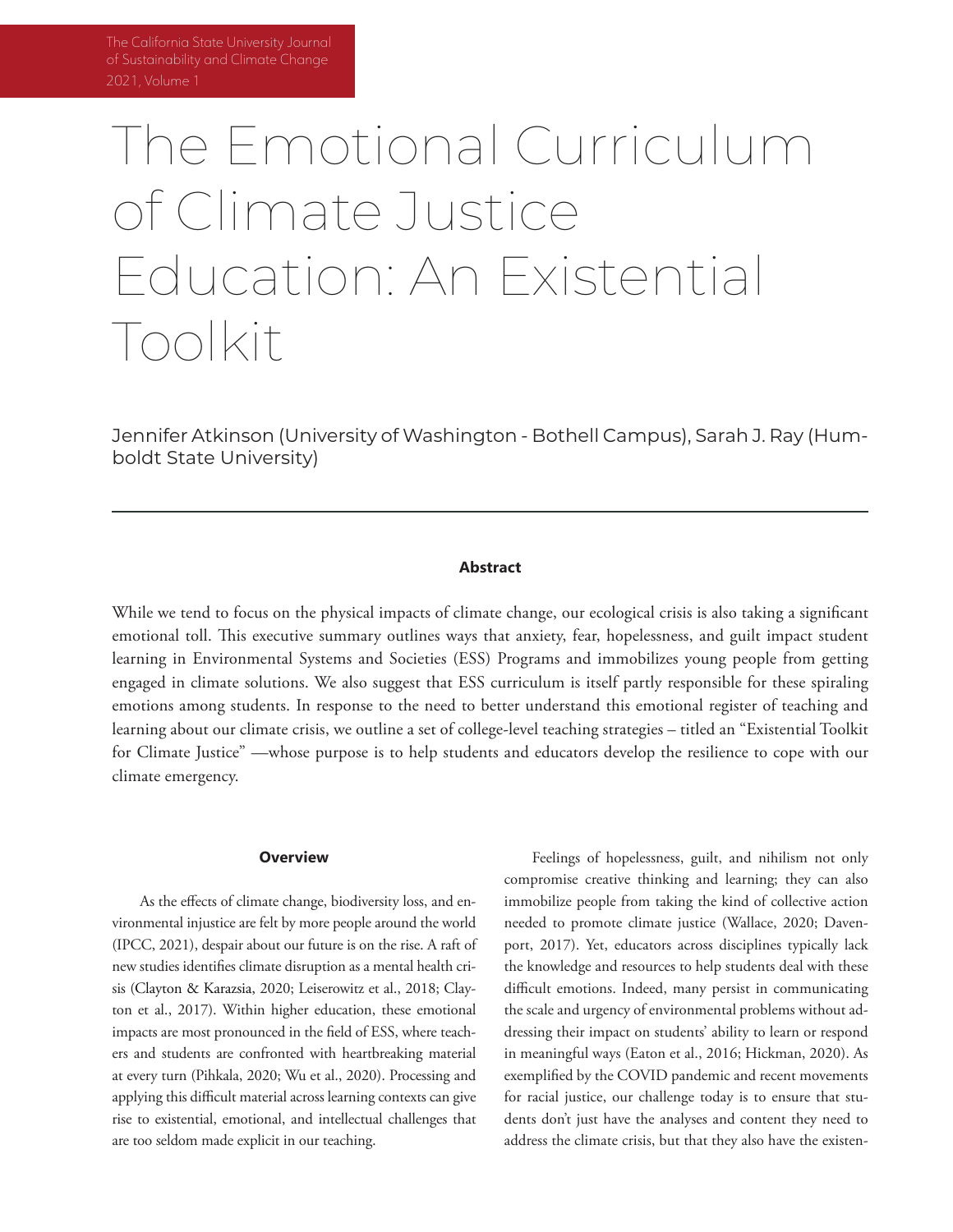# The Emotional Curriculum of Climate Justice Education: An Existential Toolkit

Jennifer Atkinson (University of Washington - Bothell Campus), Sarah J. Ray (Humboldt State University)

---

**Abstract**

While we tend to focus on the physical impacts of climate change, our ecological crisis is also taking a significant emotional toll. This executive summary outlines ways that anxiety, fear, hopelessness, and guilt impact student learning in Environmental Systems and Societies (ESS) Programs and immobilizes young people from getting engaged in climate solutions. We also suggest that ESS curriculum is itself partly responsible for these spiraling emotions among students. In response to the need to better understand this emotional register of teaching and learning about our climate crisis, we outline a set of college-level teaching strategies – titled an "Existential Toolkit for Climate Justice" —whose purpose is to help students and educators develop the resilience to cope with our climate emergency.

**Overview**

As the effects of climate change, biodiversity loss, and environmental injustice are felt by more people around the world (IPCC, 2021), despair about our future is on the rise. A raft of new studies identifies climate disruption as a mental health crisis (Clayton & Karazsia, 2020; Leiserowitz et al., 2018; Clayton et al., 2017). Within higher education, these emotional impacts are most pronounced in the field of ESS, where teachers and students are confronted with heartbreaking material at every turn (Pihkala, 2020; Wu et al., 2020). Processing and applying this difficult material across learning contexts can give rise to existential, emotional, and intellectual challenges that are too seldom made explicit in our teaching.

Feelings of hopelessness, guilt, and nihilism not only compromise creative thinking and learning; they can also immobilize people from taking the kind of collective action needed to promote climate justice (Wallace, 2020; Davenport, 2017). Yet, educators across disciplines typically lack the knowledge and resources to help students deal with these difficult emotions. Indeed, many persist in communicating the scale and urgency of environmental problems without addressing their impact on students' ability to learn or respond in meaningful ways (Eaton et al., 2016; Hickman, 2020). As exemplified by the COVID pandemic and recent movements for racial justice, our challenge today is to ensure that students don't just have the analyses and content they need to address the climate crisis, but that they also have the existen-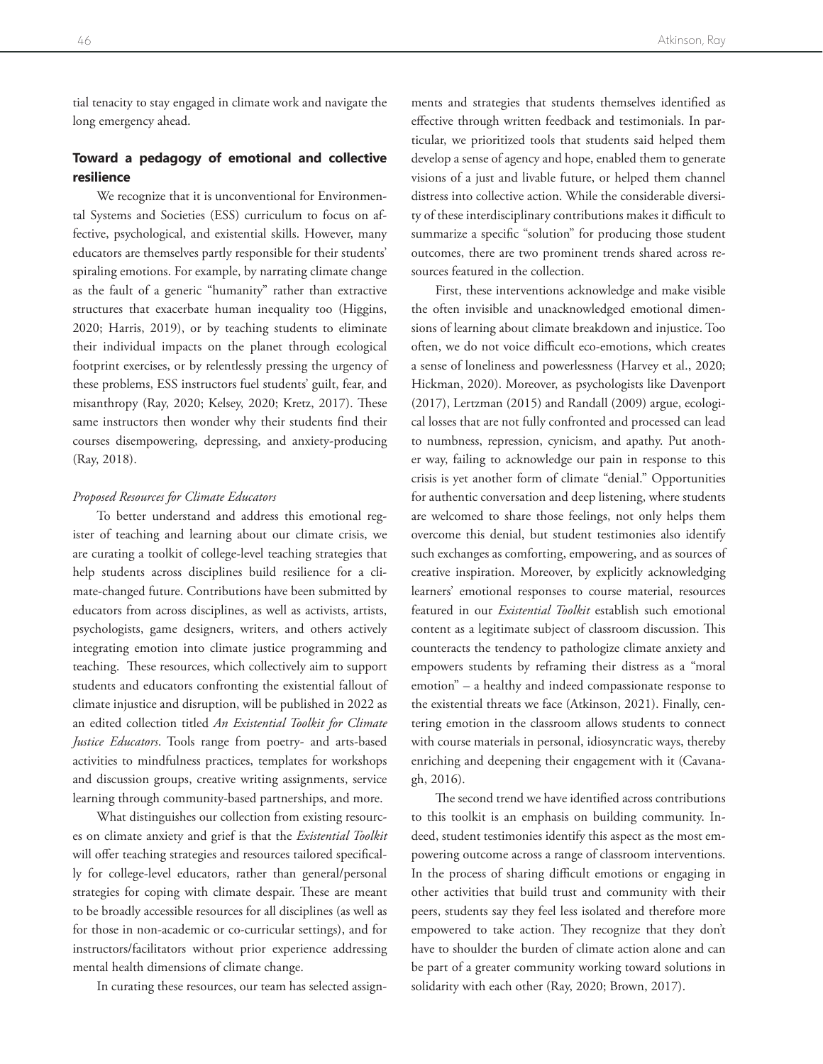tial tenacity to stay engaged in climate work and navigate the long emergency ahead.

## Toward a pedagogy of emotional and collective resilience

We recognize that it is unconventional for Environmental Systems and Societies (ESS) curriculum to focus on affective, psychological, and existential skills. However, many educators are themselves partly responsible for their students' spiraling emotions. For example, by narrating climate change as the fault of a generic "humanity" rather than extractive structures that exacerbate human inequality too (Higgins, 2020; Harris, 2019), or by teaching students to eliminate their individual impacts on the planet through ecological footprint exercises, or by relentlessly pressing the urgency of these problems, ESS instructors fuel students' guilt, fear, and misanthropy (Ray, 2020; Kelsey, 2020; Kretz, 2017). These same instructors then wonder why their students find their courses disempowering, depressing, and anxiety-producing (Ray, 2018).

### *Proposed Resources for Climate Educators*

To better understand and address this emotional register of teaching and learning about our climate crisis, we are curating a toolkit of college-level teaching strategies that help students across disciplines build resilience for a climate-changed future. Contributions have been submitted by educators from across disciplines, as well as activists, artists, psychologists, game designers, writers, and others actively integrating emotion into climate justice programming and teaching. These resources, which collectively aim to support students and educators confronting the existential fallout of climate injustice and disruption, will be published in 2022 as an edited collection titled *An Existential Toolkit for Climate Justice Educators*. Tools range from poetry- and arts-based activities to mindfulness practices, templates for workshops and discussion groups, creative writing assignments, service learning through community-based partnerships, and more.

What distinguishes our collection from existing resources on climate anxiety and grief is that the *Existential Toolkit* will offer teaching strategies and resources tailored specifically for college-level educators, rather than general/personal strategies for coping with climate despair. These are meant to be broadly accessible resources for all disciplines (as well as for those in non-academic or co-curricular settings), and for instructors/facilitators without prior experience addressing mental health dimensions of climate change.

In curating these resources, our team has selected assignments and strategies that students themselves identified as effective through written feedback and testimonials. In particular, we prioritized tools that students said helped them develop a sense of agency and hope, enabled them to generate visions of a just and livable future, or helped them channel distress into collective action. While the considerable diversity of these interdisciplinary contributions makes it difficult to summarize a specific "solution" for producing those student outcomes, there are two prominent trends shared across resources featured in the collection.

First, these interventions acknowledge and make visible the often invisible and unacknowledged emotional dimensions of learning about climate breakdown and injustice. Too often, we do not voice difficult eco-emotions, which creates a sense of loneliness and powerlessness (Harvey et al., 2020; Hickman, 2020). Moreover, as psychologists like Davenport (2017), Lertzman (2015) and Randall (2009) argue, ecological losses that are not fully confronted and processed can lead to numbness, repression, cynicism, and apathy. Put another way, failing to acknowledge our pain in response to this crisis is yet another form of climate "denial." Opportunities for authentic conversation and deep listening, where students are welcomed to share those feelings, not only helps them overcome this denial, but student testimonies also identify such exchanges as comforting, empowering, and as sources of creative inspiration. Moreover, by explicitly acknowledging learners' emotional responses to course material, resources featured in our *Existential Toolkit* establish such emotional content as a legitimate subject of classroom discussion. This counteracts the tendency to pathologize climate anxiety and empowers students by reframing their distress as a "moral emotion" – a healthy and indeed compassionate response to the existential threats we face (Atkinson, 2021). Finally, centering emotion in the classroom allows students to connect with course materials in personal, idiosyncratic ways, thereby enriching and deepening their engagement with it (Cavanagh, 2016).

The second trend we have identified across contributions to this toolkit is an emphasis on building community. Indeed, student testimonies identify this aspect as the most empowering outcome across a range of classroom interventions. In the process of sharing difficult emotions or engaging in other activities that build trust and community with their peers, students say they feel less isolated and therefore more empowered to take action. They recognize that they don't have to shoulder the burden of climate action alone and can be part of a greater community working toward solutions in solidarity with each other (Ray, 2020; Brown, 2017).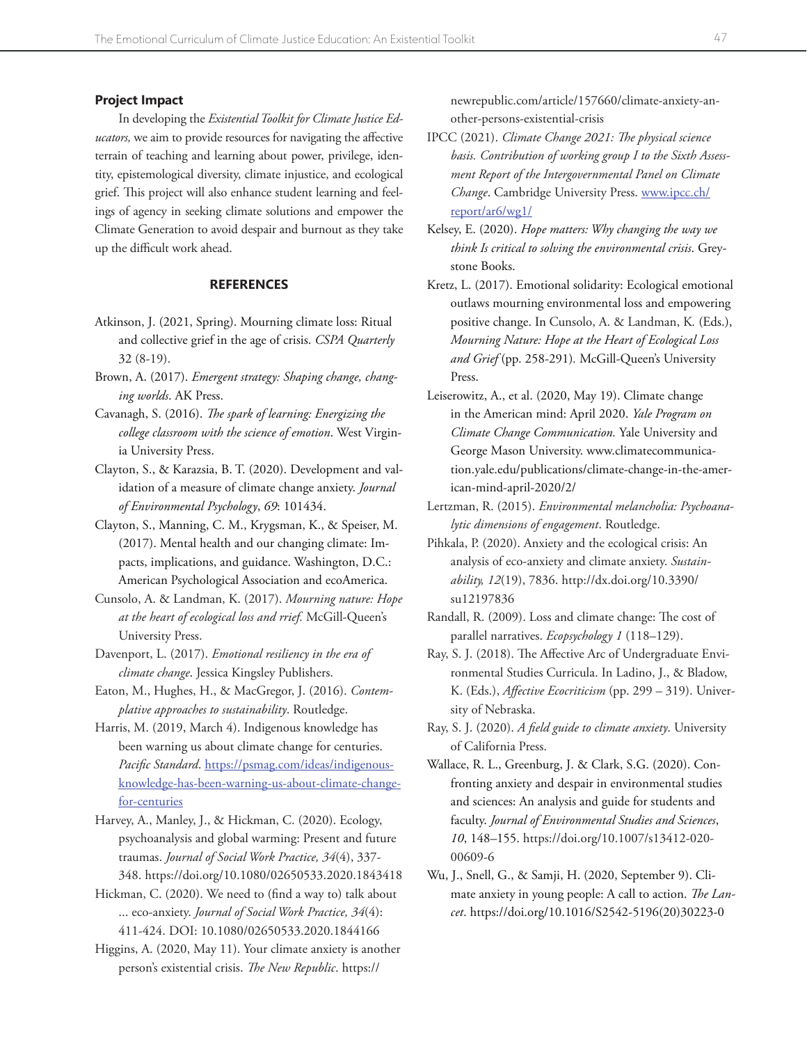### Project Impact

In developing the *Existential Toolkit for Climate Justice Educators,* we aim to provide resources for navigating the affective terrain of teaching and learning about power, privilege, identity, epistemological diversity, climate injustice, and ecological grief. This project will also enhance student learning and feelings of agency in seeking climate solutions and empower the Climate Generation to avoid despair and burnout as they take up the difficult work ahead.

## REFERENCES

Atkinson, J. (2021, Spring). Mourning climate loss: Ritual and collective grief in the age of crisis. *CSPA Quarterly* 32 (8-19).

Brown, A. (2017). *Emergent strategy: Shaping change, changing worlds*. AK Press.

Cavanagh, S. (2016). *The spark of learning: Energizing the college classroom with the science of emotion*. West Virginia University Press.

Clayton, S., & Karazsia, B. T. (2020). Development and validation of a measure of climate change anxiety. *Journal of Environmental Psychology*, *69*: 101434.

Clayton, S., Manning, C. M., Krygsman, K., & Speiser, M. (2017). Mental health and our changing climate: Impacts, implications, and guidance. Washington, D.C.: American Psychological Association and ecoAmerica.

Cunsolo, A. & Landman, K. (2017). *Mourning nature: Hope at the heart of ecological loss and rrief.* McGill-Queen's University Press.

Davenport, L. (2017). *Emotional resiliency in the era of climate change*. Jessica Kingsley Publishers.

Eaton, M., Hughes, H., & MacGregor, J. (2016). *Contemplative approaches to sustainability*. Routledge.

Harris, M. (2019, March 4). Indigenous knowledge has been warning us about climate change for centuries. *Pacific Standard*. https://psmag.com/ideas/indigenous-knowledge-has-been-warning-us-about-climate-change-for-centuries

Harvey, A., Manley, J., & Hickman, C. (2020). Ecology, psychoanalysis and global warming: Present and future traumas. *Journal of Social Work Practice, 34*(4), 337-348. https://doi.org/10.1080/02650533.2020.1843418

Hickman, C. (2020). We need to (find a way to) talk about ... eco-anxiety. *Journal of Social Work Practice, 34*(4): 411-424. DOI: 10.1080/02650533.2020.1844166

Higgins, A. (2020, May 11). Your climate anxiety is another person's existential crisis. *The New Republic*. https://newrepublic.com/article/157660/climate-anxiety-another-persons-existential-crisis

IPCC (2021). *Climate Change 2021: The physical science basis. Contribution of working group I to the Sixth Assessment Report of the Intergovernmental Panel on Climate Change*. Cambridge University Press. www.ipcc.ch/report/ar6/wg1/

Kelsey, E. (2020). *Hope matters: Why changing the way we think Is critical to solving the environmental crisis*. Greystone Books.

Kretz, L. (2017). Emotional solidarity: Ecological emotional outlaws mourning environmental loss and empowering positive change. In Cunsolo, A. & Landman, K. (Eds.), *Mourning Nature: Hope at the Heart of Ecological Loss and Grief* (pp. 258-291). McGill-Queen's University Press.

Leiserowitz, A., et al. (2020, May 19). Climate change in the American mind: April 2020. *Yale Program on Climate Change Communication.* Yale University and George Mason University. www.climatecommunication.yale.edu/publications/climate-change-in-the-american-mind-april-2020/2/

Lertzman, R. (2015). *Environmental melancholia: Psychoanalytic dimensions of engagement*. Routledge.

Pihkala, P. (2020). Anxiety and the ecological crisis: An analysis of eco-anxiety and climate anxiety. *Sustainability, 12*(19), 7836. http://dx.doi.org/10.3390/su12197836

Randall, R. (2009). Loss and climate change: The cost of parallel narratives. *Ecopsychology 1* (118–129).

Ray, S. J. (2018). The Affective Arc of Undergraduate Environmental Studies Curricula. In Ladino, J., & Bladow, K. (Eds.), *Affective Ecocriticism* (pp. 299 – 319). University of Nebraska.

Ray, S. J. (2020). *A field guide to climate anxiety*. University of California Press.

Wallace, R. L., Greenburg, J. & Clark, S.G. (2020). Confronting anxiety and despair in environmental studies and sciences: An analysis and guide for students and faculty. *Journal of Environmental Studies and Sciences*, *10*, 148–155. https://doi.org/10.1007/s13412-020-00609-6

Wu, J., Snell, G., & Samji, H. (2020, September 9). Climate anxiety in young people: A call to action. *The Lancet*. https://doi.org/10.1016/S2542-5196(20)30223-0